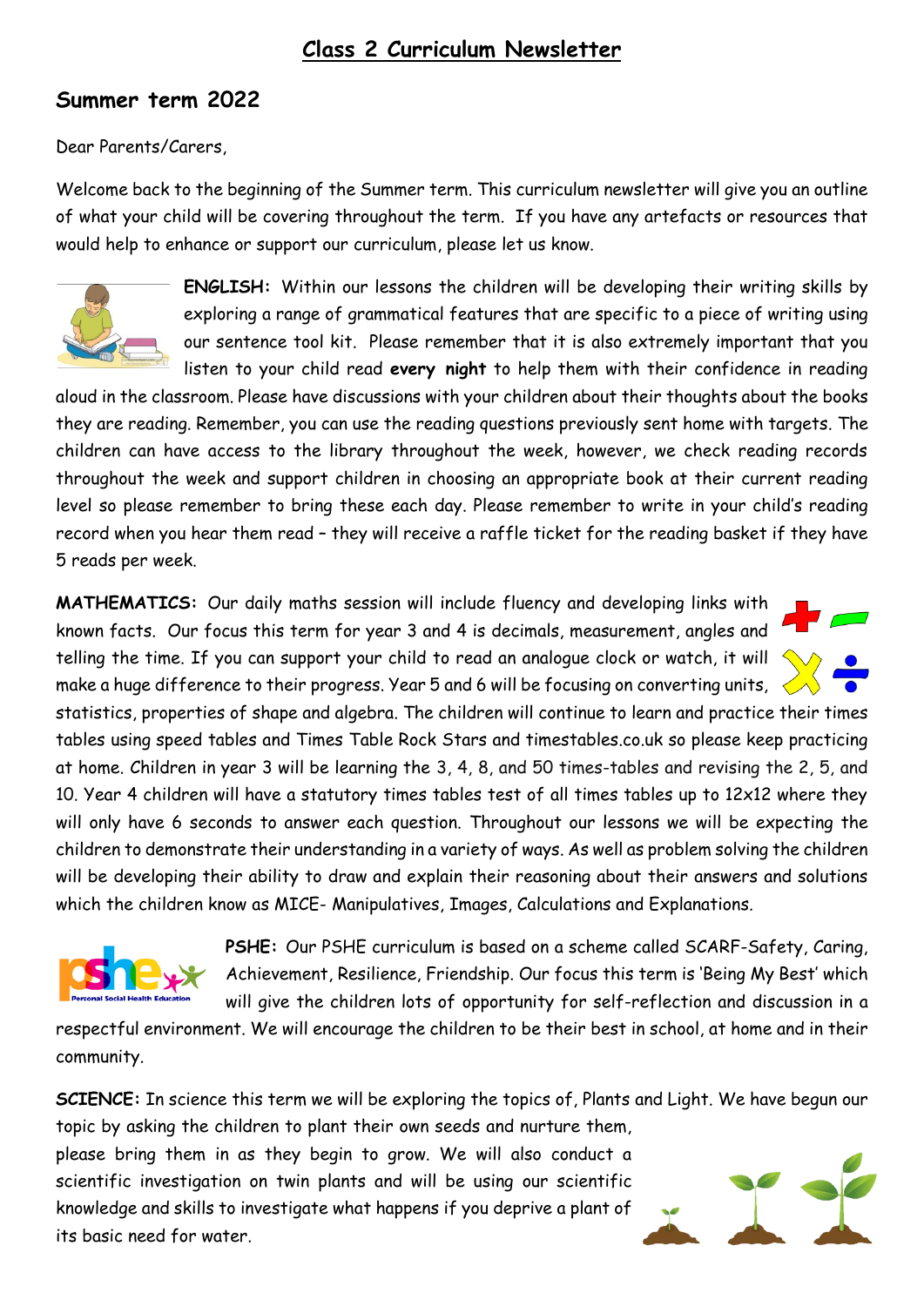# Class 2 Curriculum Newsletter

## Summer term 2022

Dear Parents/Carers,

Welcome back to the beginning of the Summer term. This curriculum newsletter will give you an outline of what your child will be covering throughout the term. If you have any artefacts or resources that would help to enhance or support our curriculum, please let us know.

**ENGLISH:** Within our lessons the children will be developing their writing skills by exploring a range of grammatical features that are specific to a piece of writing using our sentence tool kit. Please remember that it is also extremely important that you listen to your child read **every night** to help them with their confidence in reading aloud in the classroom. Please have discussions with your children about their thoughts about the books they are reading. Remember, you can use the reading questions previously sent home with targets. The children can have access to the library throughout the week, however, we check reading records throughout the week and support children in choosing an appropriate book at their current reading level so please remember to bring these each day. Please remember to write in your child's reading record when you hear them read – they will receive a raffle ticket for the reading basket if they have 5 reads per week.

**MATHEMATICS:** Our daily maths session will include fluency and developing links with known facts. Our focus this term for year 3 and 4 is decimals, measurement, angles and telling the time. If you can support your child to read an analogue clock or watch, it will make a huge difference to their progress. Year 5 and 6 will be focusing on converting units, statistics, properties of shape and algebra. The children will continue to learn and practice their times tables using speed tables and Times Table Rock Stars and timestables.co.uk so please keep practicing at home. Children in year 3 will be learning the 3, 4, 8, and 50 times-tables and revising the 2, 5, and 10. Year 4 children will have a statutory times tables test of all times tables up to 12x12 where they will only have 6 seconds to answer each question. Throughout our lessons we will be expecting the children to demonstrate their understanding in a variety of ways. As well as problem solving the children will be developing their ability to draw and explain their reasoning about their answers and solutions which the children know as MICE- Manipulatives, Images, Calculations and Explanations.

**PSHE:** Our PSHE curriculum is based on a scheme called SCARF-Safety, Caring, Achievement, Resilience, Friendship. Our focus this term is 'Being My Best' which will give the children lots of opportunity for self-reflection and discussion in a respectful environment. We will encourage the children to be their best in school, at home and in their community.

**SCIENCE:** In science this term we will be exploring the topics of, Plants and Light. We have begun our topic by asking the children to plant their own seeds and nurture them, please bring them in as they begin to grow. We will also conduct a scientific investigation on twin plants and will be using our scientific knowledge and skills to investigate what happens if you deprive a plant of its basic need for water.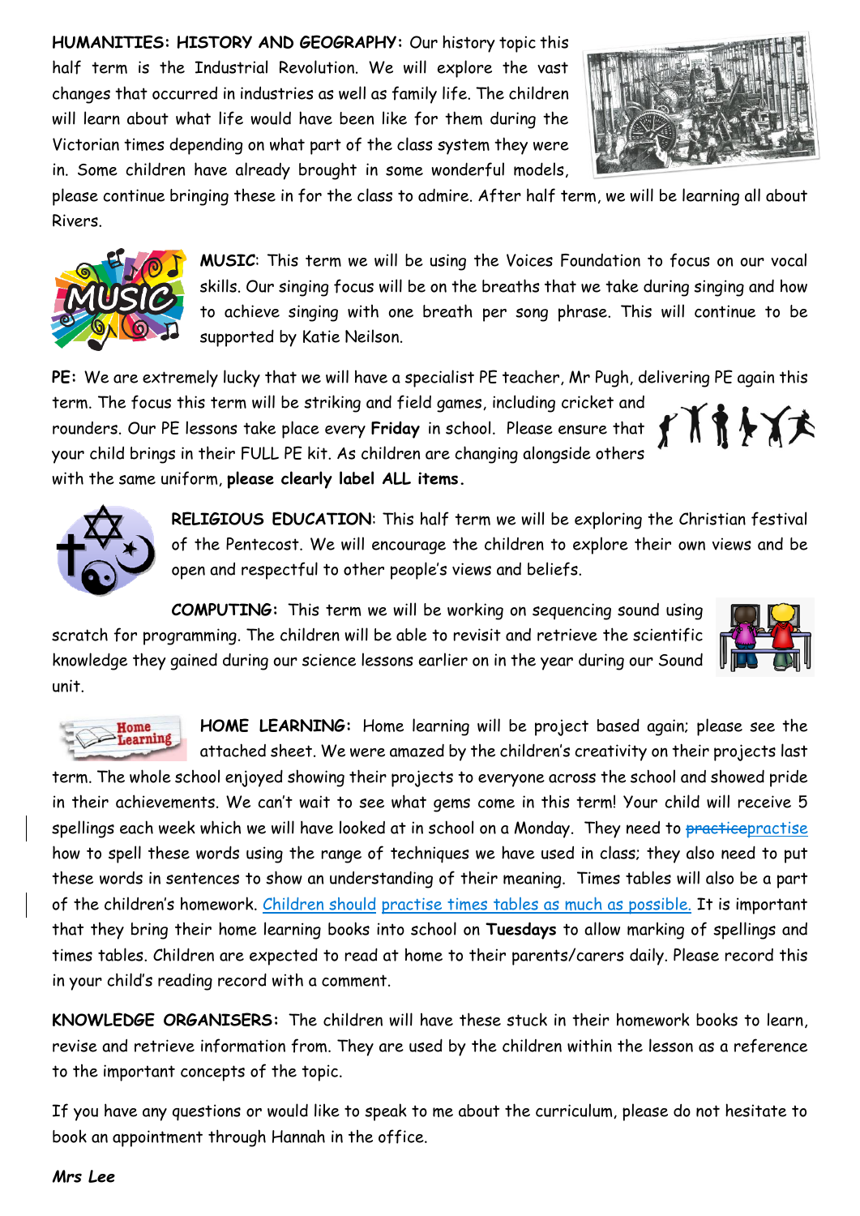**HUMANITIES: HISTORY AND GEOGRAPHY:** Our history topic this half term is the Industrial Revolution. We will explore the vast changes that occurred in industries as well as family life. The children will learn about what life would have been like for them during the Victorian times depending on what part of the class system they were in. Some children have already brought in some wonderful models, please continue bringing these in for the class to admire. After half term, we will be learning all about Rivers.

**MUSIC**: This term we will be using the Voices Foundation to focus on our vocal skills. Our singing focus will be on the breaths that we take during singing and how to achieve singing with one breath per song phrase. This will continue to be supported by Katie Neilson.

**PE:** We are extremely lucky that we will have a specialist PE teacher, Mr Pugh, delivering PE again this term. The focus this term will be striking and field games, including cricket and rounders. Our PE lessons take place every **Friday** in school. Please ensure that your child brings in their FULL PE kit. As children are changing alongside others with the same uniform, **please clearly label ALL items.**

**RELIGIOUS EDUCATION**: This half term we will be exploring the Christian festival of the Pentecost. We will encourage the children to explore their own views and be open and respectful to other people's views and beliefs.

**COMPUTING:** This term we will be working on sequencing sound using scratch for programming. The children will be able to revisit and retrieve the scientific knowledge they gained during our science lessons earlier on in the year during our Sound unit.

**HOME LEARNING:** Home learning will be project based again; please see the attached sheet. We were amazed by the children's creativity on their projects last term. The whole school enjoyed showing their projects to everyone across the school and showed pride in their achievements. We can't wait to see what gems come in this term! Your child will receive 5 spellings each week which we will have looked at in school on a Monday. They need to ~~practice~~practise how to spell these words using the range of techniques we have used in class; they also need to put these words in sentences to show an understanding of their meaning. Times tables will also be a part of the children's homework. Children should practise times tables as much as possible. It is important that they bring their home learning books into school on **Tuesdays** to allow marking of spellings and times tables. Children are expected to read at home to their parents/carers daily. Please record this in your child's reading record with a comment.

**KNOWLEDGE ORGANISERS:** The children will have these stuck in their homework books to learn, revise and retrieve information from. They are used by the children within the lesson as a reference to the important concepts of the topic.

If you have any questions or would like to speak to me about the curriculum, please do not hesitate to book an appointment through Hannah in the office.

***Mrs Lee***